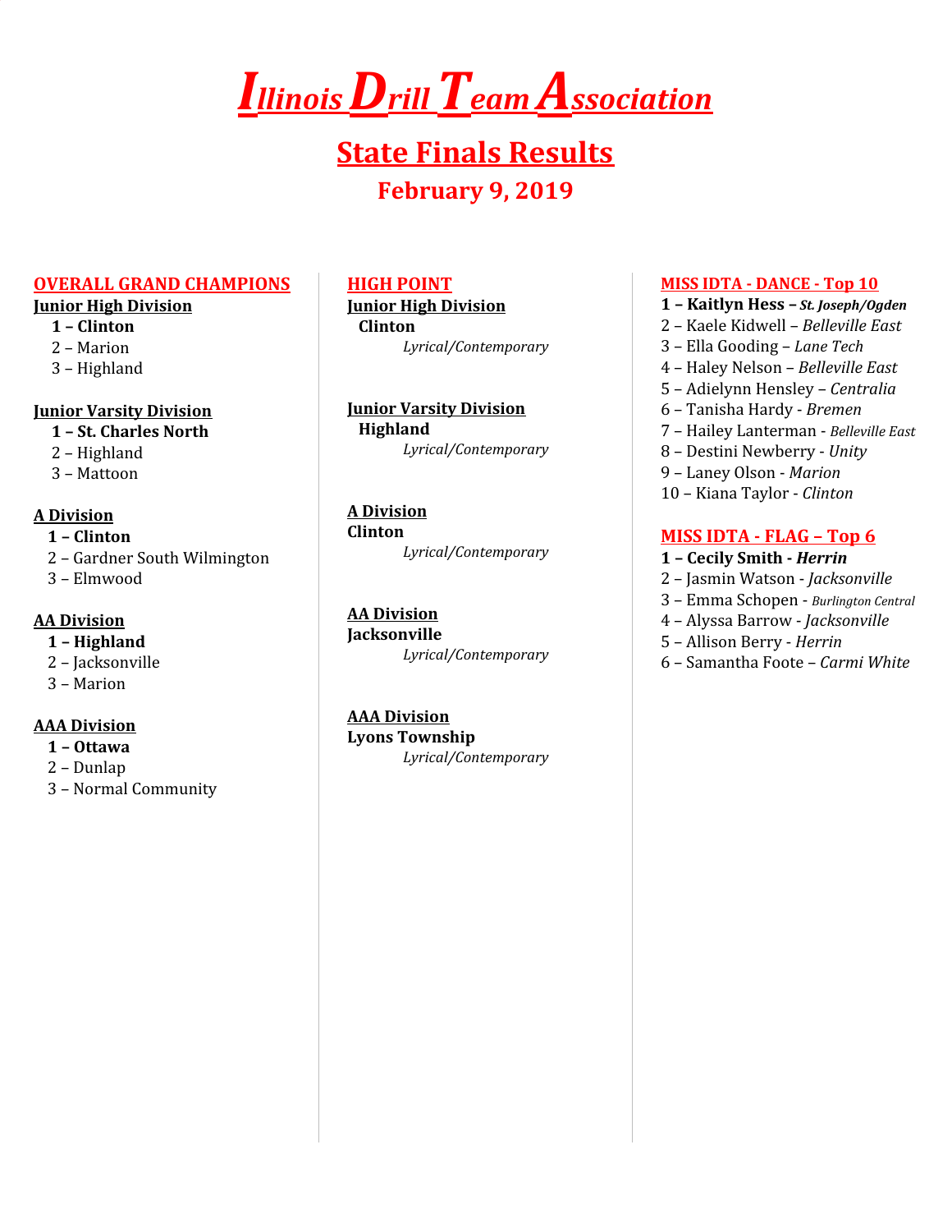# Illinois Drill Team Association

## State Finals Results

### February 9, 2019

## OVERALL GRAND CHAMPIONS

**Junior High Division**

**1 – Clinton**
2 – Marion
3 – Highland

**Junior Varsity Division**

**1 – St. Charles North**
2 – Highland
3 – Mattoon

**A Division**

**1 – Clinton**
2 – Gardner South Wilmington
3 – Elmwood

**AA Division**

**1 – Highland**
2 – Jacksonville
3 – Marion

**AAA Division**

**1 – Ottawa**
2 – Dunlap
3 – Normal Community

## HIGH POINT

**Junior High Division**

**Clinton**
*Lyrical/Contemporary*

**Junior Varsity Division**

**Highland**
*Lyrical/Contemporary*

**A Division**

**Clinton**
*Lyrical/Contemporary*

**AA Division**

**Jacksonville**
*Lyrical/Contemporary*

**AAA Division**

**Lyons Township**
*Lyrical/Contemporary*

## MISS IDTA - DANCE - Top 10

**1 – Kaitlyn Hess – *St. Joseph/Ogden***
2 – Kaele Kidwell – *Belleville East*
3 – Ella Gooding – *Lane Tech*
4 – Haley Nelson – *Belleville East*
5 – Adielynn Hensley – *Centralia*
6 – Tanisha Hardy - *Bremen*
7 – Hailey Lanterman - *Belleville East*
8 – Destini Newberry - *Unity*
9 – Laney Olson - *Marion*
10 – Kiana Taylor - *Clinton*

## MISS IDTA - FLAG – Top 6

**1 – Cecily Smith - *Herrin***
2 – Jasmin Watson - *Jacksonville*
3 – Emma Schopen - *Burlington Central*
4 – Alyssa Barrow - *Jacksonville*
5 – Allison Berry - *Herrin*
6 – Samantha Foote – *Carmi White*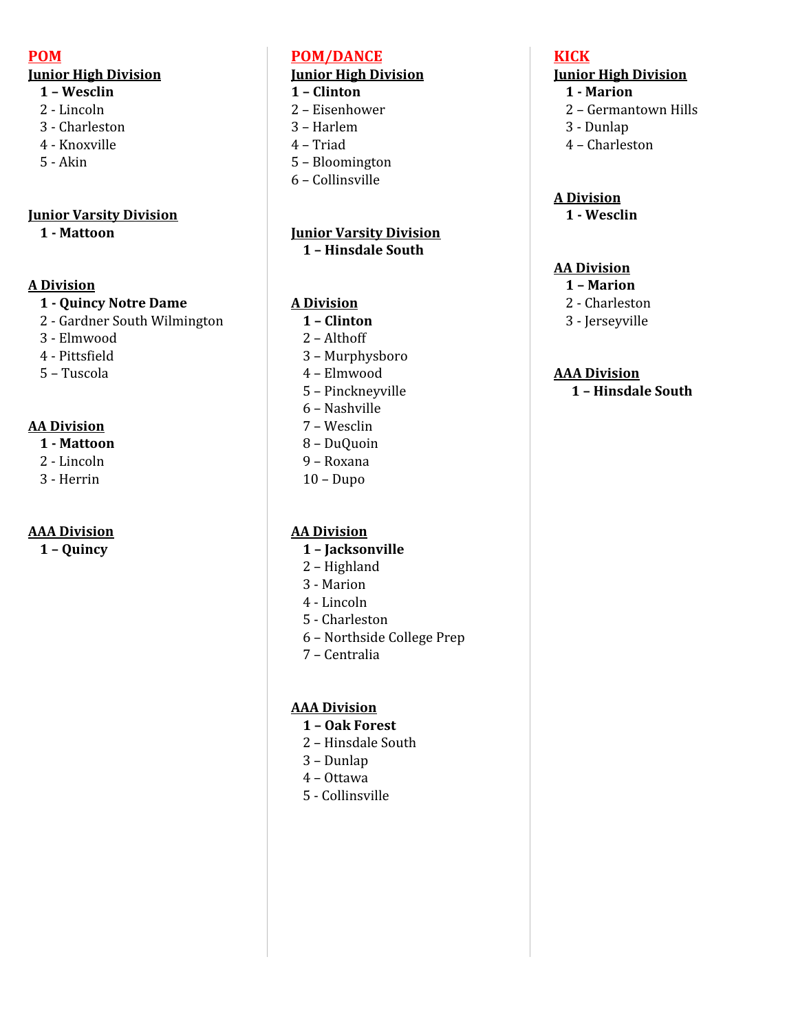# POM

## Junior High Division

**1 – Wesclin**
2 - Lincoln
3 - Charleston
4 - Knoxville
5 - Akin

## Junior Varsity Division

**1 - Mattoon**

## A Division

**1 - Quincy Notre Dame**
2 - Gardner South Wilmington
3 - Elmwood
4 - Pittsfield
5 – Tuscola

## AA Division

**1 - Mattoon**
2 - Lincoln
3 - Herrin

## AAA Division

**1 – Quincy**

# POM/DANCE

## Junior High Division

**1 – Clinton**
2 – Eisenhower
3 – Harlem
4 – Triad
5 – Bloomington
6 – Collinsville

## Junior Varsity Division

**1 – Hinsdale South**

## A Division

**1 – Clinton**
2 – Althoff
3 – Murphysboro
4 – Elmwood
5 – Pinckneyville
6 – Nashville
7 – Wesclin
8 – DuQuoin
9 – Roxana
10 – Dupo

## AA Division

**1 – Jacksonville**
2 – Highland
3 - Marion
4 - Lincoln
5 - Charleston
6 – Northside College Prep
7 – Centralia

## AAA Division

**1 – Oak Forest**
2 – Hinsdale South
3 – Dunlap
4 – Ottawa
5 - Collinsville

# KICK

## Junior High Division

**1 - Marion**
2 – Germantown Hills
3 - Dunlap
4 – Charleston

## A Division

**1 - Wesclin**

## AA Division

**1 – Marion**
2 - Charleston
3 - Jerseyville

## AAA Division

**1 – Hinsdale South**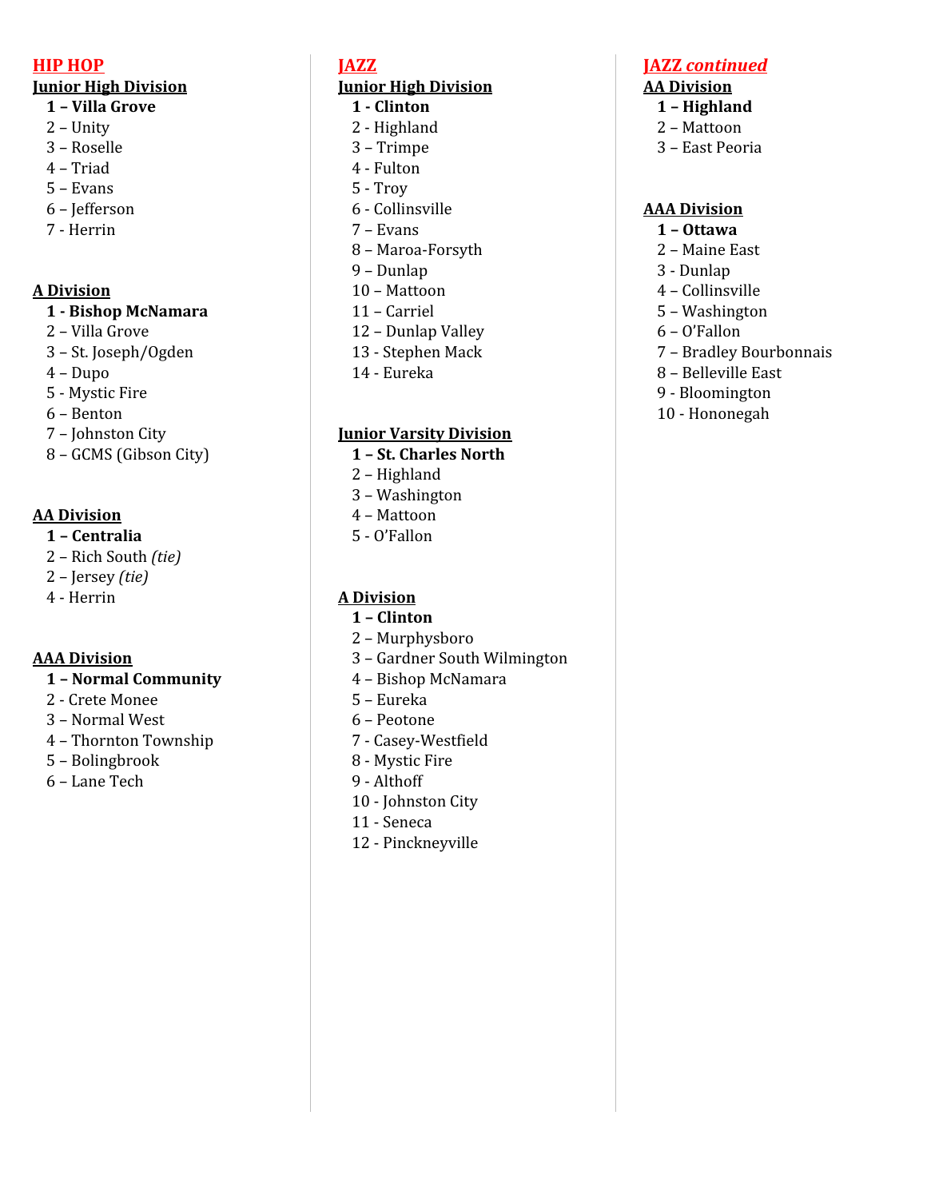## HIP HOP

### Junior High Division

**1 – Villa Grove**
2 – Unity
3 – Roselle
4 – Triad
5 – Evans
6 – Jefferson
7 - Herrin

### A Division

**1 - Bishop McNamara**
2 – Villa Grove
3 – St. Joseph/Ogden
4 – Dupo
5 - Mystic Fire
6 – Benton
7 – Johnston City
8 – GCMS (Gibson City)

### AA Division

**1 – Centralia**
2 – Rich South *(tie)*
2 – Jersey *(tie)*
4 - Herrin

### AAA Division

**1 – Normal Community**
2 - Crete Monee
3 – Normal West
4 – Thornton Township
5 – Bolingbrook
6 – Lane Tech

## JAZZ

### Junior High Division

**1 - Clinton**
2 - Highland
3 – Trimpe
4 - Fulton
5 - Troy
6 - Collinsville
7 – Evans
8 – Maroa-Forsyth
9 – Dunlap
10 – Mattoon
11 – Carriel
12 – Dunlap Valley
13 - Stephen Mack
14 - Eureka

### Junior Varsity Division

**1 – St. Charles North**
2 – Highland
3 – Washington
4 – Mattoon
5 - O'Fallon

### A Division

**1 – Clinton**
2 – Murphysboro
3 – Gardner South Wilmington
4 – Bishop McNamara
5 – Eureka
6 – Peotone
7 - Casey-Westfield
8 - Mystic Fire
9 - Althoff
10 - Johnston City
11 - Seneca
12 - Pinckneyville

## JAZZ *continued*

### AA Division

**1 – Highland**
2 – Mattoon
3 – East Peoria

### AAA Division

**1 – Ottawa**
2 – Maine East
3 - Dunlap
4 – Collinsville
5 – Washington
6 – O'Fallon
7 – Bradley Bourbonnais
8 – Belleville East
9 - Bloomington
10 - Hononegah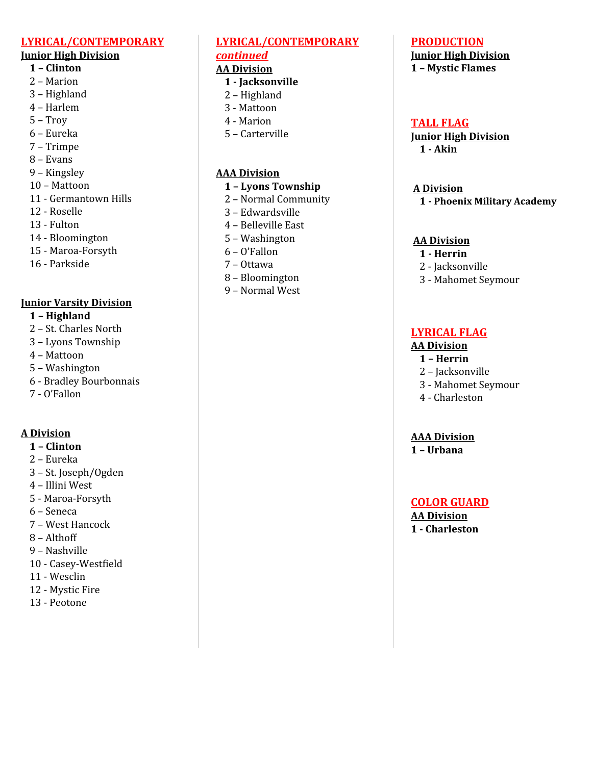## LYRICAL/CONTEMPORARY

### Junior High Division

**1 – Clinton**
2 – Marion
3 – Highland
4 – Harlem
5 – Troy
6 – Eureka
7 – Trimpe
8 – Evans
9 – Kingsley
10 – Mattoon
11 - Germantown Hills
12 - Roselle
13 - Fulton
14 - Bloomington
15 - Maroa-Forsyth
16 - Parkside

### Junior Varsity Division

**1 – Highland**
2 – St. Charles North
3 – Lyons Township
4 – Mattoon
5 – Washington
6 - Bradley Bourbonnais
7 - O'Fallon

### A Division

**1 – Clinton**
2 – Eureka
3 – St. Joseph/Ogden
4 – Illini West
5 – Maroa-Forsyth
6 – Seneca
7 – West Hancock
8 – Althoff
9 – Nashville
10 - Casey-Westfield
11 - Wesclin
12 - Mystic Fire
13 - Peotone

## LYRICAL/CONTEMPORARY *continued*

### AA Division

**1 - Jacksonville**
2 – Highland
3 - Mattoon
4 - Marion
5 – Carterville

### AAA Division

**1 – Lyons Township**
2 – Normal Community
3 – Edwardsville
4 – Belleville East
5 – Washington
6 – O'Fallon
7 – Ottawa
8 – Bloomington
9 – Normal West

## PRODUCTION

### Junior High Division

**1 – Mystic Flames**

## TALL FLAG

### Junior High Division

**1 - Akin**

### A Division

**1 - Phoenix Military Academy**

### AA Division

**1 - Herrin**
2 - Jacksonville
3 - Mahomet Seymour

## LYRICAL FLAG

### AA Division

**1 – Herrin**
2 – Jacksonville
3 - Mahomet Seymour
4 - Charleston

### AAA Division

**1 – Urbana**

## COLOR GUARD

### AA Division

**1 - Charleston**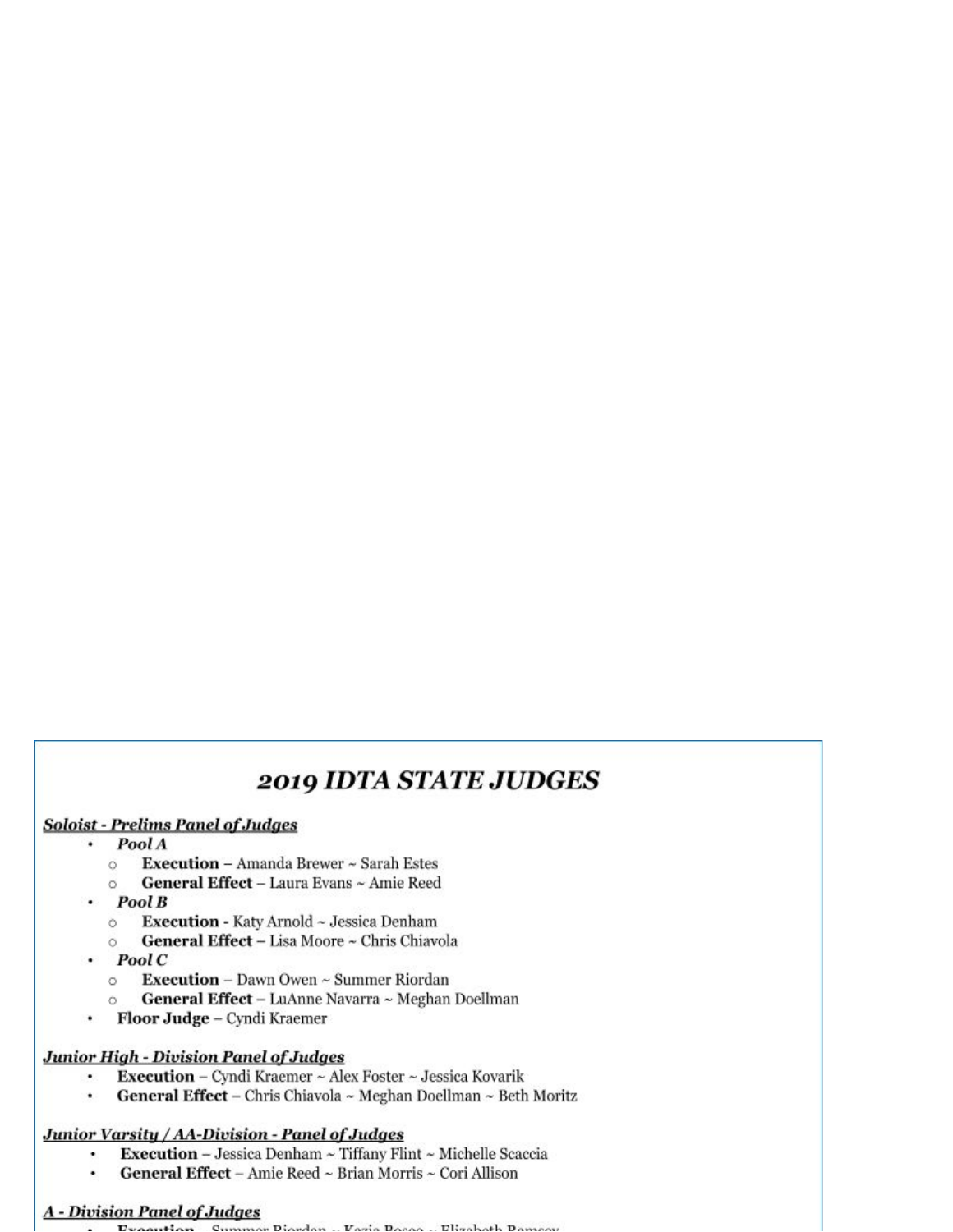# 2019 IDTA STATE JUDGES

***Soloist - Prelims Panel of Judges***

- ***Pool A***
  - **Execution** – Amanda Brewer ~ Sarah Estes
  - **General Effect** – Laura Evans ~ Amie Reed
- ***Pool B***
  - **Execution -** Katy Arnold ~ Jessica Denham
  - **General Effect** – Lisa Moore ~ Chris Chiavola
- ***Pool C***
  - **Execution** – Dawn Owen ~ Summer Riordan
  - **General Effect** – LuAnne Navarra ~ Meghan Doellman
- **Floor Judge** – Cyndi Kraemer

***Junior High - Division Panel of Judges***

- **Execution** – Cyndi Kraemer ~ Alex Foster ~ Jessica Kovarik
- **General Effect** – Chris Chiavola ~ Meghan Doellman ~ Beth Moritz

***Junior Varsity / AA-Division - Panel of Judges***

- **Execution** – Jessica Denham ~ Tiffany Flint ~ Michelle Scaccia
- **General Effect** – Amie Reed ~ Brian Morris ~ Cori Allison

***A - Division Panel of Judges***

- **Execution** – Summer Riordan ~ Kezia Rosco ~ Elizabeth Ramsey